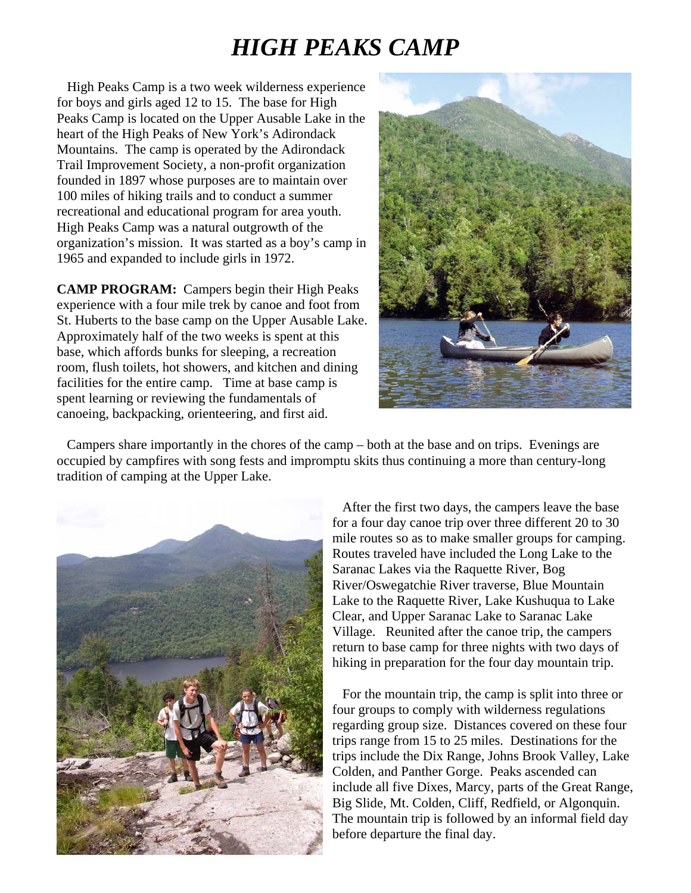# *HIGH PEAKS CAMP*

High Peaks Camp is a two week wilderness experience for boys and girls aged 12 to 15. The base for High Peaks Camp is located on the Upper Ausable Lake in the heart of the High Peaks of New York's Adirondack Mountains. The camp is operated by the Adirondack Trail Improvement Society, a non-profit organization founded in 1897 whose purposes are to maintain over 100 miles of hiking trails and to conduct a summer recreational and educational program for area youth. High Peaks Camp was a natural outgrowth of the organization's mission. It was started as a boy's camp in 1965 and expanded to include girls in 1972.

**CAMP PROGRAM:** Campers begin their High Peaks experience with a four mile trek by canoe and foot from St. Huberts to the base camp on the Upper Ausable Lake. Approximately half of the two weeks is spent at this base, which affords bunks for sleeping, a recreation room, flush toilets, hot showers, and kitchen and dining facilities for the entire camp. Time at base camp is spent learning or reviewing the fundamentals of canoeing, backpacking, orienteering, and first aid.

Campers share importantly in the chores of the camp – both at the base and on trips. Evenings are occupied by campfires with song fests and impromptu skits thus continuing a more than century-long tradition of camping at the Upper Lake.

After the first two days, the campers leave the base for a four day canoe trip over three different 20 to 30 mile routes so as to make smaller groups for camping. Routes traveled have included the Long Lake to the Saranac Lakes via the Raquette River, Bog River/Oswegatchie River traverse, Blue Mountain Lake to the Raquette River, Lake Kushuqua to Lake Clear, and Upper Saranac Lake to Saranac Lake Village. Reunited after the canoe trip, the campers return to base camp for three nights with two days of hiking in preparation for the four day mountain trip.

For the mountain trip, the camp is split into three or four groups to comply with wilderness regulations regarding group size. Distances covered on these four trips range from 15 to 25 miles. Destinations for the trips include the Dix Range, Johns Brook Valley, Lake Colden, and Panther Gorge. Peaks ascended can include all five Dixes, Marcy, parts of the Great Range, Big Slide, Mt. Colden, Cliff, Redfield, or Algonquin. The mountain trip is followed by an informal field day before departure the final day.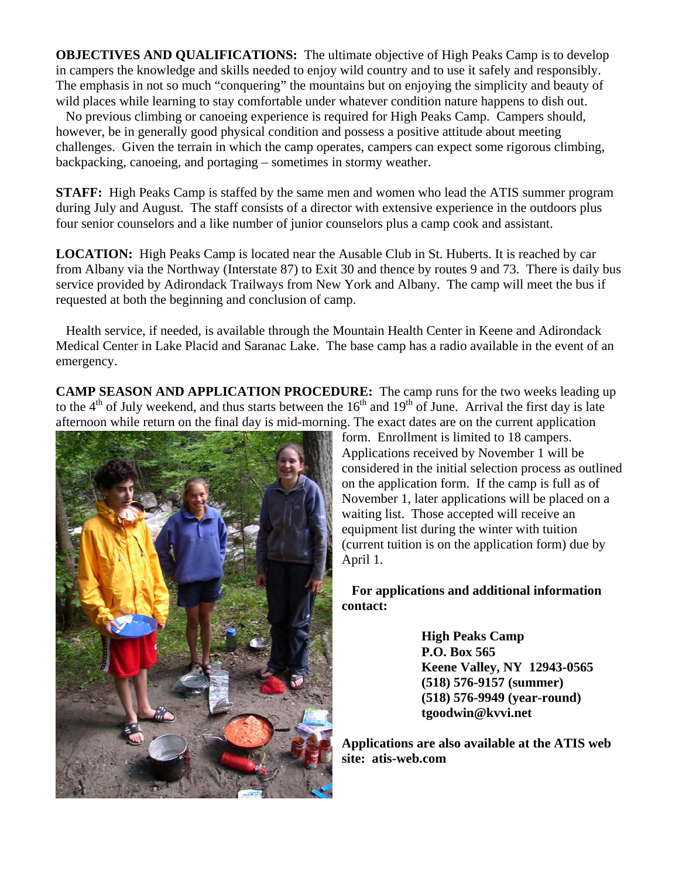**OBJECTIVES AND QUALIFICATIONS:** The ultimate objective of High Peaks Camp is to develop in campers the knowledge and skills needed to enjoy wild country and to use it safely and responsibly. The emphasis in not so much "conquering" the mountains but on enjoying the simplicity and beauty of wild places while learning to stay comfortable under whatever condition nature happens to dish out.

No previous climbing or canoeing experience is required for High Peaks Camp. Campers should, however, be in generally good physical condition and possess a positive attitude about meeting challenges. Given the terrain in which the camp operates, campers can expect some rigorous climbing, backpacking, canoeing, and portaging – sometimes in stormy weather.

**STAFF:** High Peaks Camp is staffed by the same men and women who lead the ATIS summer program during July and August. The staff consists of a director with extensive experience in the outdoors plus four senior counselors and a like number of junior counselors plus a camp cook and assistant.

**LOCATION:** High Peaks Camp is located near the Ausable Club in St. Huberts. It is reached by car from Albany via the Northway (Interstate 87) to Exit 30 and thence by routes 9 and 73. There is daily bus service provided by Adirondack Trailways from New York and Albany. The camp will meet the bus if requested at both the beginning and conclusion of camp.

Health service, if needed, is available through the Mountain Health Center in Keene and Adirondack Medical Center in Lake Placid and Saranac Lake. The base camp has a radio available in the event of an emergency.

**CAMP SEASON AND APPLICATION PROCEDURE:** The camp runs for the two weeks leading up to the 4th of July weekend, and thus starts between the 16th and 19th of June. Arrival the first day is late afternoon while return on the final day is mid-morning. The exact dates are on the current application form. Enrollment is limited to 18 campers. Applications received by November 1 will be considered in the initial selection process as outlined on the application form. If the camp is full as of November 1, later applications will be placed on a waiting list. Those accepted will receive an equipment list during the winter with tuition (current tuition is on the application form) due by April 1.

**For applications and additional information contact:**

**High Peaks Camp**
**P.O. Box 565**
**Keene Valley, NY 12943-0565**
**(518) 576-9157 (summer)**
**(518) 576-9949 (year-round)**
**tgoodwin@kvvi.net**

**Applications are also available at the ATIS web site: atis-web.com**